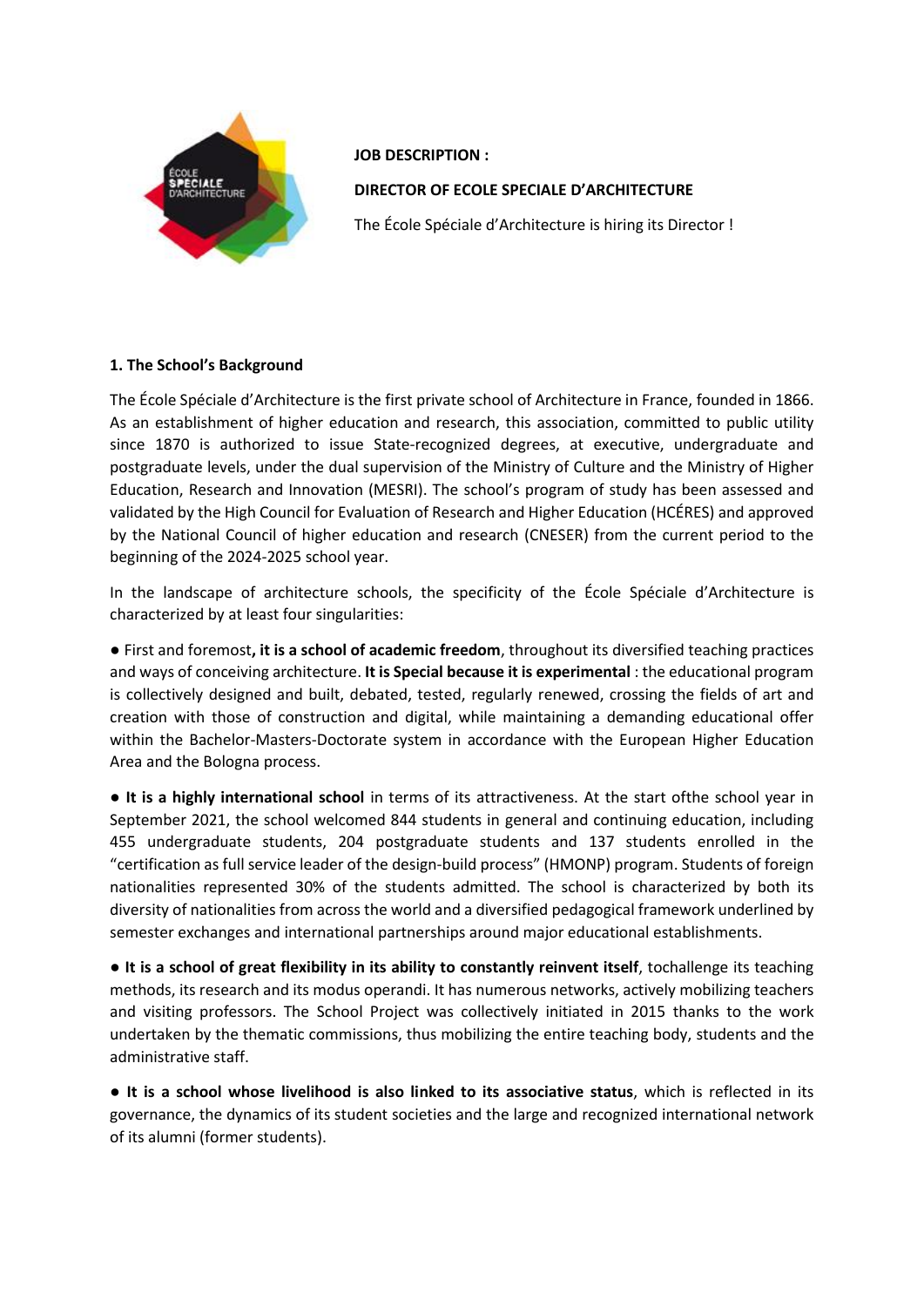**JOB DESCRIPTION :**

**DIRECTOR OF ECOLE SPECIALE D'ARCHITECTURE**

The École Spéciale d'Architecture is hiring its Director !

### 1. The School's Background

The École Spéciale d'Architecture is the first private school of Architecture in France, founded in 1866. As an establishment of higher education and research, this association, committed to public utility since 1870 is authorized to issue State-recognized degrees, at executive, undergraduate and postgraduate levels, under the dual supervision of the Ministry of Culture and the Ministry of Higher Education, Research and Innovation (MESRI). The school's program of study has been assessed and validated by the High Council for Evaluation of Research and Higher Education (HCÉRES) and approved by the National Council of higher education and research (CNESER) from the current period to the beginning of the 2024-2025 school year.

In the landscape of architecture schools, the specificity of the École Spéciale d'Architecture is characterized by at least four singularities:

● First and foremost**, it is a school of academic freedom**, throughout its diversified teaching practices and ways of conceiving architecture. **It is Special because it is experimental** : the educational program is collectively designed and built, debated, tested, regularly renewed, crossing the fields of art and creation with those of construction and digital, while maintaining a demanding educational offer within the Bachelor-Masters-Doctorate system in accordance with the European Higher Education Area and the Bologna process.

● **It is a highly international school** in terms of its attractiveness. At the start ofthe school year in September 2021, the school welcomed 844 students in general and continuing education, including 455 undergraduate students, 204 postgraduate students and 137 students enrolled in the "certification as full service leader of the design-build process" (HMONP) program. Students of foreign nationalities represented 30% of the students admitted. The school is characterized by both its diversity of nationalities from across the world and a diversified pedagogical framework underlined by semester exchanges and international partnerships around major educational establishments.

● **It is a school of great flexibility in its ability to constantly reinvent itself**, tochallenge its teaching methods, its research and its modus operandi. It has numerous networks, actively mobilizing teachers and visiting professors. The School Project was collectively initiated in 2015 thanks to the work undertaken by the thematic commissions, thus mobilizing the entire teaching body, students and the administrative staff.

● **It is a school whose livelihood is also linked to its associative status**, which is reflected in its governance, the dynamics of its student societies and the large and recognized international network of its alumni (former students).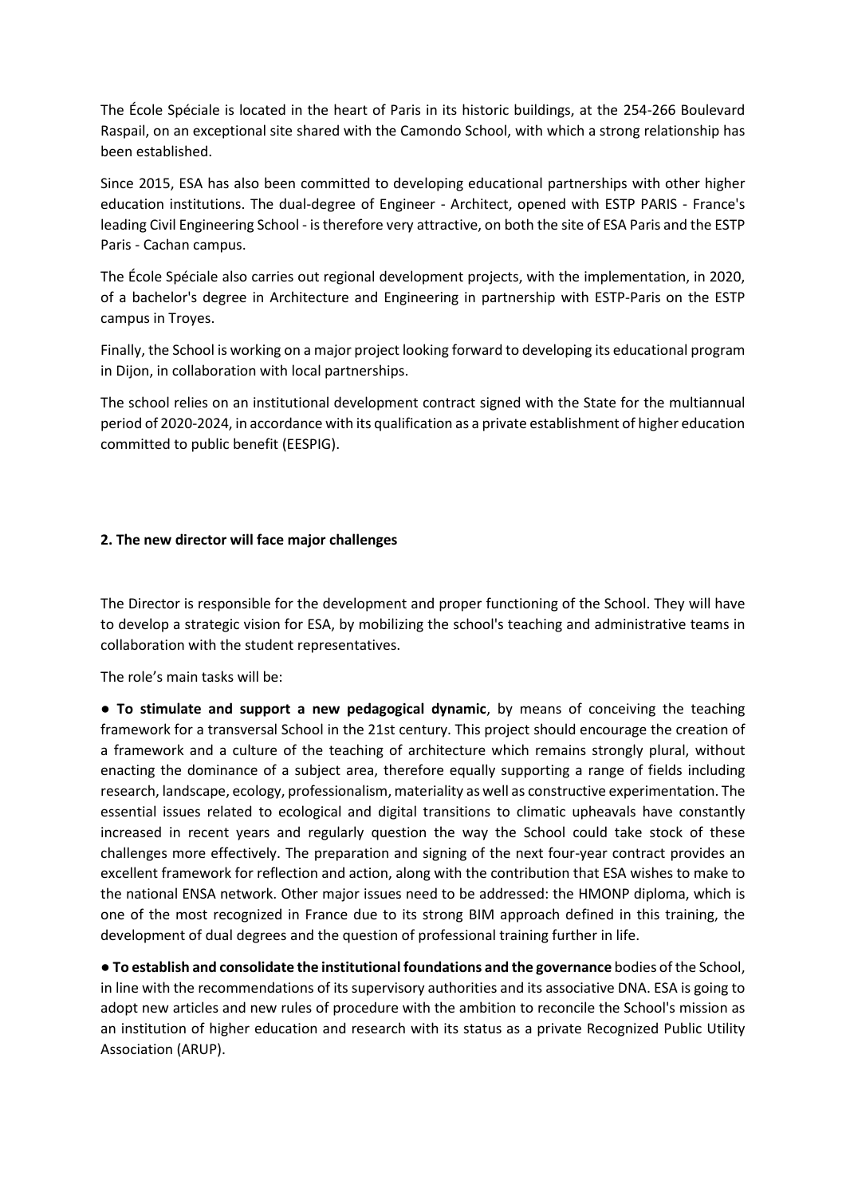The École Spéciale is located in the heart of Paris in its historic buildings, at the 254-266 Boulevard Raspail, on an exceptional site shared with the Camondo School, with which a strong relationship has been established.

Since 2015, ESA has also been committed to developing educational partnerships with other higher education institutions. The dual-degree of Engineer - Architect, opened with ESTP PARIS - France's leading Civil Engineering School - is therefore very attractive, on both the site of ESA Paris and the ESTP Paris - Cachan campus.

The École Spéciale also carries out regional development projects, with the implementation, in 2020, of a bachelor's degree in Architecture and Engineering in partnership with ESTP-Paris on the ESTP campus in Troyes.

Finally, the School is working on a major project looking forward to developing its educational program in Dijon, in collaboration with local partnerships.

The school relies on an institutional development contract signed with the State for the multiannual period of 2020-2024, in accordance with its qualification as a private establishment of higher education committed to public benefit (EESPIG).

## 2. The new director will face major challenges

The Director is responsible for the development and proper functioning of the School. They will have to develop a strategic vision for ESA, by mobilizing the school's teaching and administrative teams in collaboration with the student representatives.

The role's main tasks will be:

● **To stimulate and support a new pedagogical dynamic**, by means of conceiving the teaching framework for a transversal School in the 21st century. This project should encourage the creation of a framework and a culture of the teaching of architecture which remains strongly plural, without enacting the dominance of a subject area, therefore equally supporting a range of fields including research, landscape, ecology, professionalism, materiality as well as constructive experimentation. The essential issues related to ecological and digital transitions to climatic upheavals have constantly increased in recent years and regularly question the way the School could take stock of these challenges more effectively. The preparation and signing of the next four-year contract provides an excellent framework for reflection and action, along with the contribution that ESA wishes to make to the national ENSA network. Other major issues need to be addressed: the HMONP diploma, which is one of the most recognized in France due to its strong BIM approach defined in this training, the development of dual degrees and the question of professional training further in life.

● **To establish and consolidate the institutional foundations and the governance** bodies of the School, in line with the recommendations of its supervisory authorities and its associative DNA. ESA is going to adopt new articles and new rules of procedure with the ambition to reconcile the School's mission as an institution of higher education and research with its status as a private Recognized Public Utility Association (ARUP).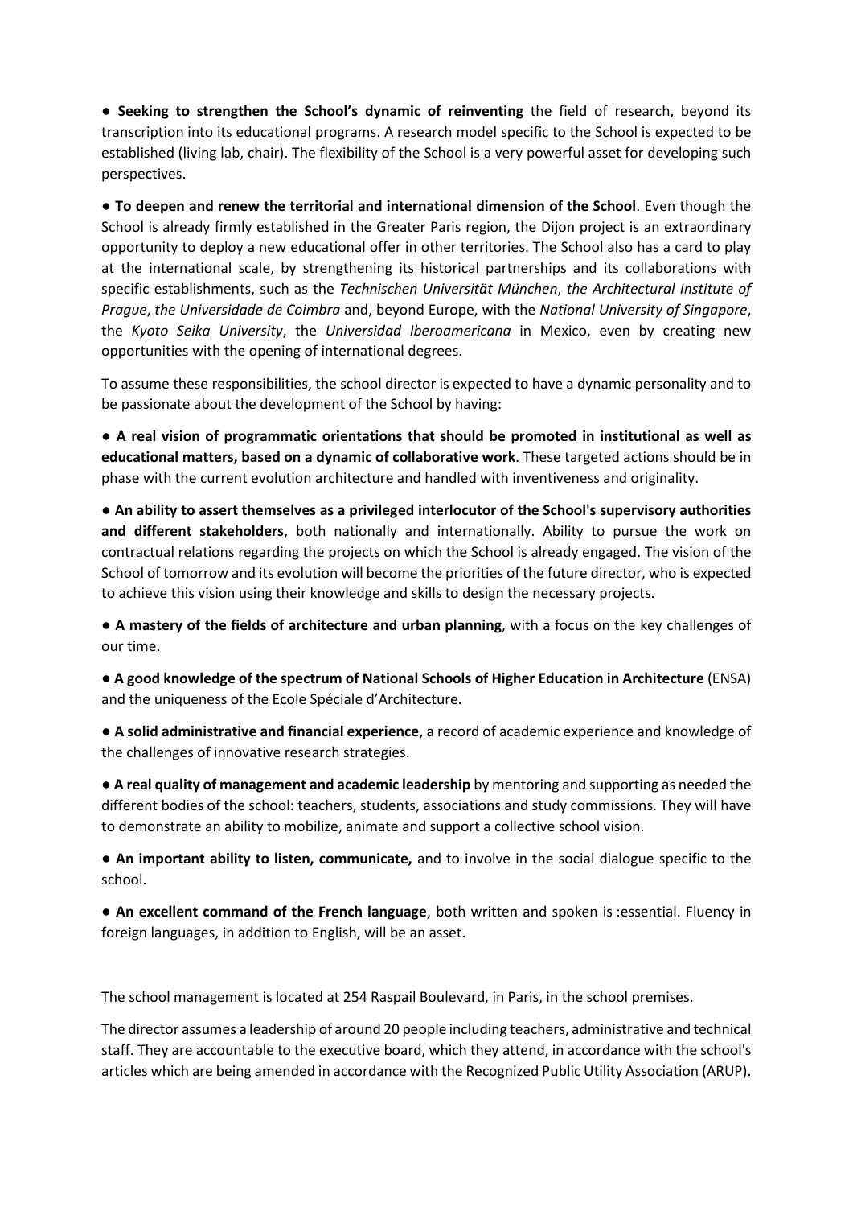● **Seeking to strengthen the School's dynamic of reinventing** the field of research, beyond its transcription into its educational programs. A research model specific to the School is expected to be established (living lab, chair). The flexibility of the School is a very powerful asset for developing such perspectives.

● **To deepen and renew the territorial and international dimension of the School**. Even though the School is already firmly established in the Greater Paris region, the Dijon project is an extraordinary opportunity to deploy a new educational offer in other territories. The School also has a card to play at the international scale, by strengthening its historical partnerships and its collaborations with specific establishments, such as the *Technischen Universität München*, *the Architectural Institute of Prague*, *the Universidade de Coimbra* and, beyond Europe, with the *National University of Singapore*, the *Kyoto Seika University*, the *Universidad Iberoamericana* in Mexico, even by creating new opportunities with the opening of international degrees.

To assume these responsibilities, the school director is expected to have a dynamic personality and to be passionate about the development of the School by having:

● **A real vision of programmatic orientations that should be promoted in institutional as well as educational matters, based on a dynamic of collaborative work**. These targeted actions should be in phase with the current evolution architecture and handled with inventiveness and originality.

● **An ability to assert themselves as a privileged interlocutor of the School's supervisory authorities and different stakeholders**, both nationally and internationally. Ability to pursue the work on contractual relations regarding the projects on which the School is already engaged. The vision of the School of tomorrow and its evolution will become the priorities of the future director, who is expected to achieve this vision using their knowledge and skills to design the necessary projects.

● **A mastery of the fields of architecture and urban planning**, with a focus on the key challenges of our time.

● **A good knowledge of the spectrum of National Schools of Higher Education in Architecture** (ENSA) and the uniqueness of the Ecole Spéciale d'Architecture.

● **A solid administrative and financial experience**, a record of academic experience and knowledge of the challenges of innovative research strategies.

● **A real quality of management and academic leadership** by mentoring and supporting as needed the different bodies of the school: teachers, students, associations and study commissions. They will have to demonstrate an ability to mobilize, animate and support a collective school vision.

● **An important ability to listen, communicate,** and to involve in the social dialogue specific to the school.

● **An excellent command of the French language**, both written and spoken is :essential. Fluency in foreign languages, in addition to English, will be an asset.

The school management is located at 254 Raspail Boulevard, in Paris, in the school premises.

The director assumes a leadership of around 20 people including teachers, administrative and technical staff. They are accountable to the executive board, which they attend, in accordance with the school's articles which are being amended in accordance with the Recognized Public Utility Association (ARUP).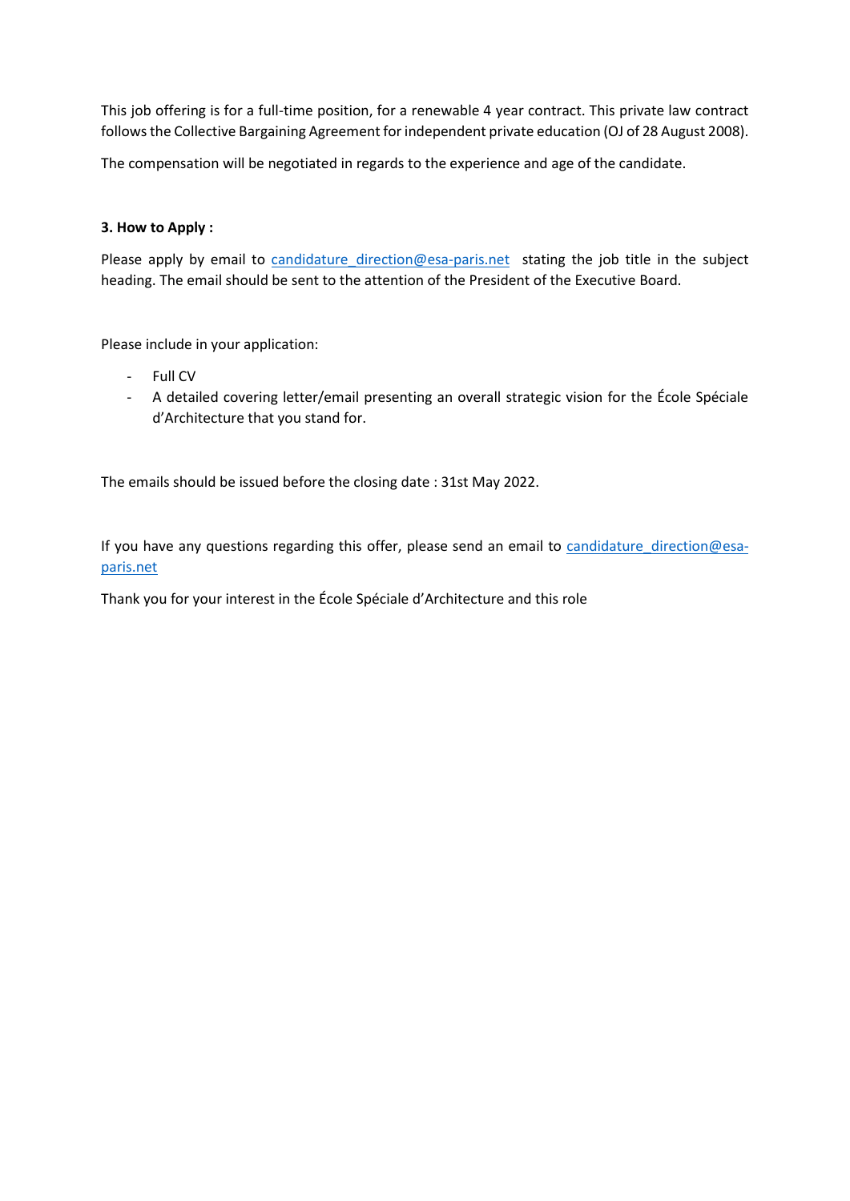This job offering is for a full-time position, for a renewable 4 year contract. This private law contract follows the Collective Bargaining Agreement for independent private education (OJ of 28 August 2008).

The compensation will be negotiated in regards to the experience and age of the candidate.

**3. How to Apply :**

Please apply by email to candidature_direction@esa-paris.net stating the job title in the subject heading. The email should be sent to the attention of the President of the Executive Board.

Please include in your application:

- Full CV
- A detailed covering letter/email presenting an overall strategic vision for the École Spéciale d'Architecture that you stand for.

The emails should be issued before the closing date : 31st May 2022.

If you have any questions regarding this offer, please send an email to candidature_direction@esa-paris.net

Thank you for your interest in the École Spéciale d'Architecture and this role